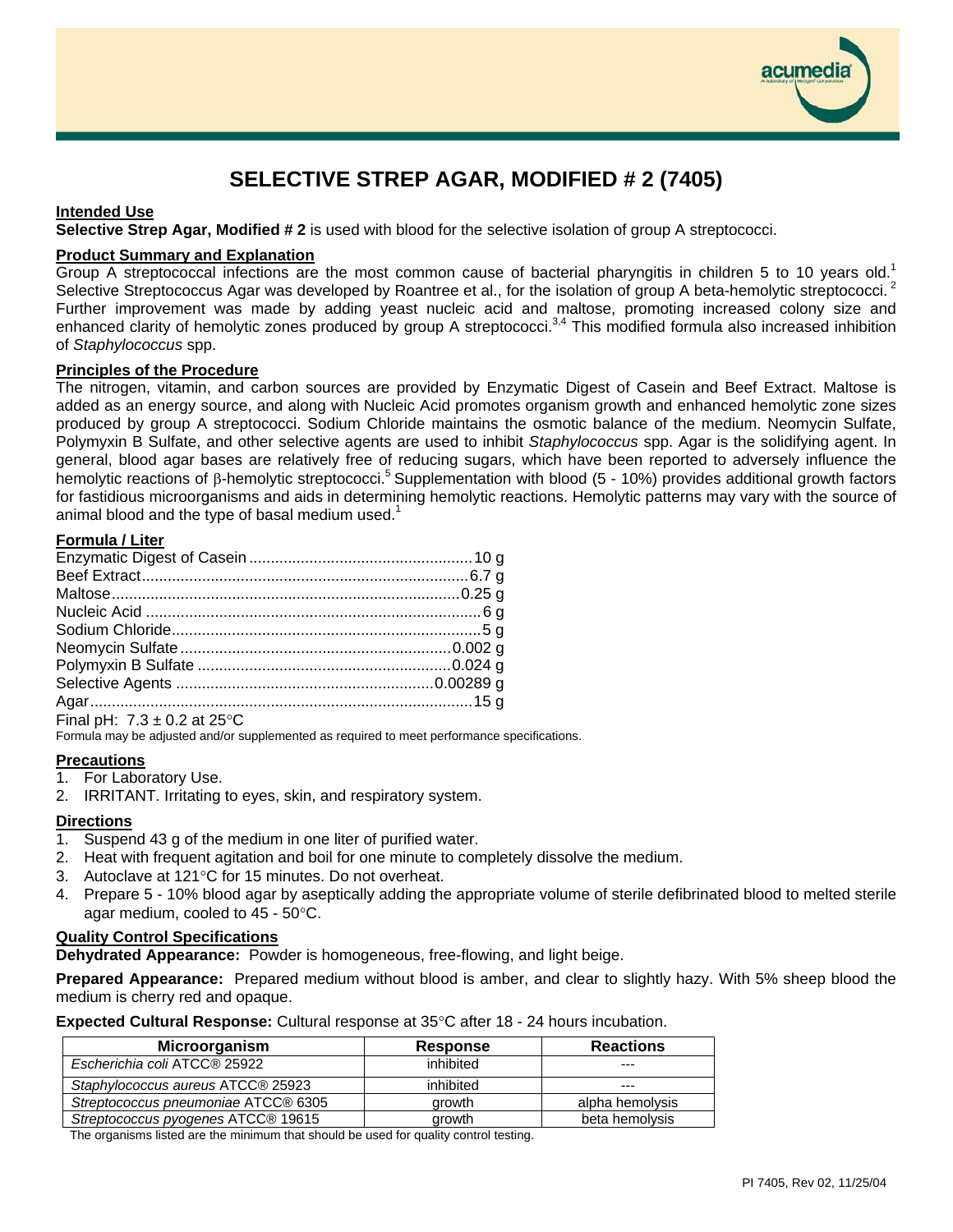# SELECTIVE STREP AGAR, MODIFIED # 2 (7405)

## Intended Use

**Selective Strep Agar, Modified # 2** is used with blood for the selective isolation of group A streptococci.

## Product Summary and Explanation

Group A streptococcal infections are the most common cause of bacterial pharyngitis in children 5 to 10 years old.[1] Selective Streptococcus Agar was developed by Roantree et al., for the isolation of group A beta-hemolytic streptococci.[2] Further improvement was made by adding yeast nucleic acid and maltose, promoting increased colony size and enhanced clarity of hemolytic zones produced by group A streptococci.[3,4] This modified formula also increased inhibition of *Staphylococcus* spp.

## Principles of the Procedure

The nitrogen, vitamin, and carbon sources are provided by Enzymatic Digest of Casein and Beef Extract. Maltose is added as an energy source, and along with Nucleic Acid promotes organism growth and enhanced hemolytic zone sizes produced by group A streptococci. Sodium Chloride maintains the osmotic balance of the medium. Neomycin Sulfate, Polymyxin B Sulfate, and other selective agents are used to inhibit *Staphylococcus* spp. Agar is the solidifying agent. In general, blood agar bases are relatively free of reducing sugars, which have been reported to adversely influence the hemolytic reactions of β-hemolytic streptococci.[5] Supplementation with blood (5 - 10%) provides additional growth factors for fastidious microorganisms and aids in determining hemolytic reactions. Hemolytic patterns may vary with the source of animal blood and the type of basal medium used.[1]

## Formula / Liter

| Ingredient | Amount |
|---|---|
| Enzymatic Digest of Casein | 10 g |
| Beef Extract | 6.7 g |
| Maltose | 0.25 g |
| Nucleic Acid | 6 g |
| Sodium Chloride | 5 g |
| Neomycin Sulfate | 0.002 g |
| Polymyxin B Sulfate | 0.024 g |
| Selective Agents | 0.00289 g |
| Agar | 15 g |

Final pH: 7.3 ± 0.2 at 25°C

Formula may be adjusted and/or supplemented as required to meet performance specifications.

## Precautions

1. For Laboratory Use.
2. IRRITANT. Irritating to eyes, skin, and respiratory system.

## Directions

1. Suspend 43 g of the medium in one liter of purified water.
2. Heat with frequent agitation and boil for one minute to completely dissolve the medium.
3. Autoclave at 121°C for 15 minutes. Do not overheat.
4. Prepare 5 - 10% blood agar by aseptically adding the appropriate volume of sterile defibrinated blood to melted sterile agar medium, cooled to 45 - 50°C.

## Quality Control Specifications

**Dehydrated Appearance:** Powder is homogeneous, free-flowing, and light beige.

**Prepared Appearance:** Prepared medium without blood is amber, and clear to slightly hazy. With 5% sheep blood the medium is cherry red and opaque.

**Expected Cultural Response:** Cultural response at 35°C after 18 - 24 hours incubation.

| Microorganism | Response | Reactions |
|---|---|---|
| *Escherichia coli* ATCC® 25922 | inhibited | --- |
| *Staphylococcus aureus* ATCC® 25923 | inhibited | --- |
| *Streptococcus pneumoniae* ATCC® 6305 | growth | alpha hemolysis |
| *Streptococcus pyogenes* ATCC® 19615 | growth | beta hemolysis |

The organisms listed are the minimum that should be used for quality control testing.

PI 7405, Rev 02, 11/25/04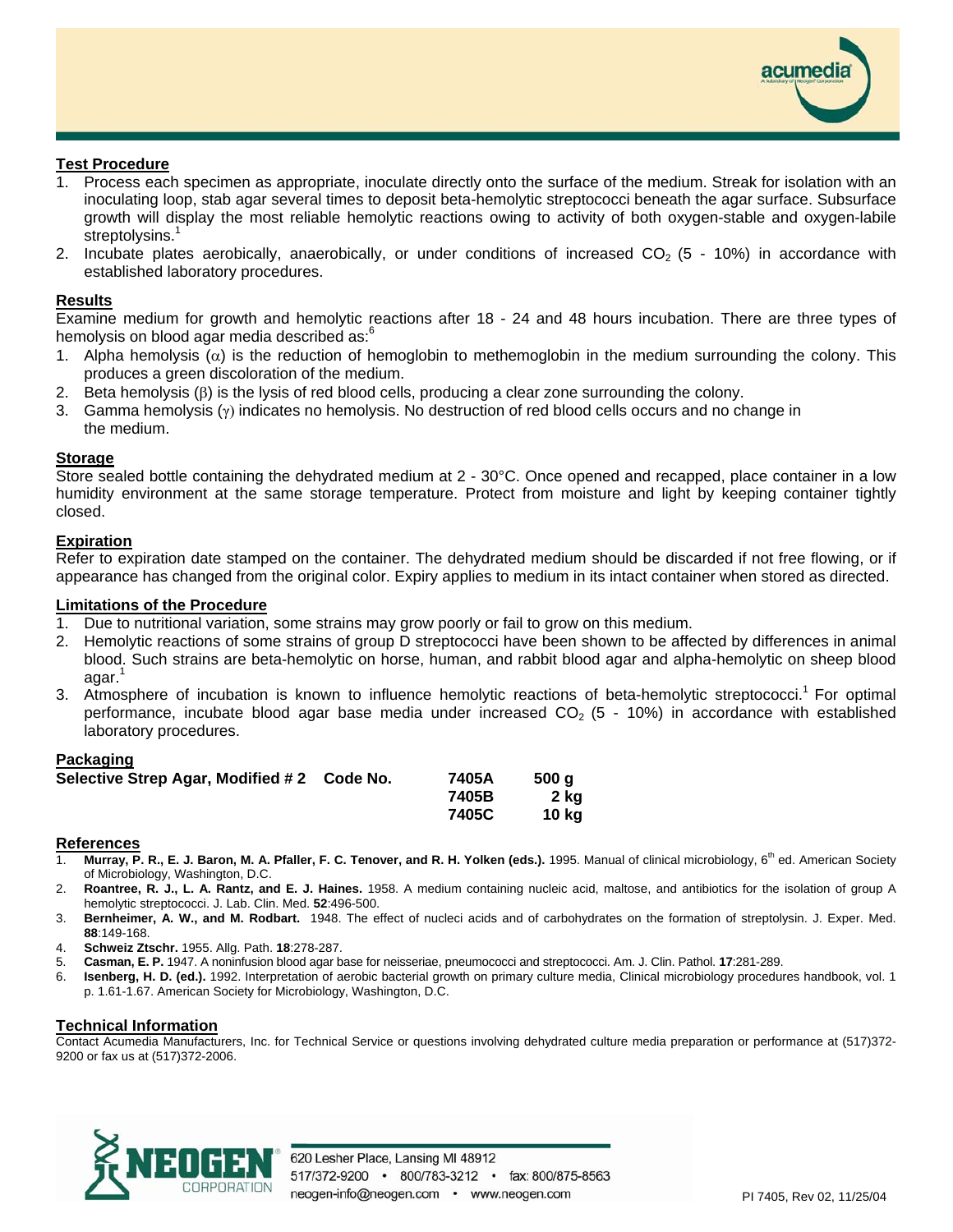## Test Procedure

1. Process each specimen as appropriate, inoculate directly onto the surface of the medium. Streak for isolation with an inoculating loop, stab agar several times to deposit beta-hemolytic streptococci beneath the agar surface. Subsurface growth will display the most reliable hemolytic reactions owing to activity of both oxygen-stable and oxygen-labile streptolysins.[1]
2. Incubate plates aerobically, anaerobically, or under conditions of increased $CO_2$ (5 - 10%) in accordance with established laboratory procedures.

## Results

Examine medium for growth and hemolytic reactions after 18 - 24 and 48 hours incubation. There are three types of hemolysis on blood agar media described as:[6]

1. Alpha hemolysis ($\alpha$) is the reduction of hemoglobin to methemoglobin in the medium surrounding the colony. This produces a green discoloration of the medium.
2. Beta hemolysis ($\beta$) is the lysis of red blood cells, producing a clear zone surrounding the colony.
3. Gamma hemolysis ($\gamma$) indicates no hemolysis. No destruction of red blood cells occurs and no change in the medium.

## Storage

Store sealed bottle containing the dehydrated medium at 2 - 30°C. Once opened and recapped, place container in a low humidity environment at the same storage temperature. Protect from moisture and light by keeping container tightly closed.

## Expiration

Refer to expiration date stamped on the container. The dehydrated medium should be discarded if not free flowing, or if appearance has changed from the original color. Expiry applies to medium in its intact container when stored as directed.

## Limitations of the Procedure

1. Due to nutritional variation, some strains may grow poorly or fail to grow on this medium.
2. Hemolytic reactions of some strains of group D streptococci have been shown to be affected by differences in animal blood. Such strains are beta-hemolytic on horse, human, and rabbit blood agar and alpha-hemolytic on sheep blood agar.[1]
3. Atmosphere of incubation is known to influence hemolytic reactions of beta-hemolytic streptococci.[1] For optimal performance, incubate blood agar base media under increased $CO_2$ (5 - 10%) in accordance with established laboratory procedures.

## Packaging

| | | | |
|---|---|---|---|
| **Selective Strep Agar, Modified # 2** | **Code No.** | **7405A** | **500 g** |
| | | **7405B** | **2 kg** |
| | | **7405C** | **10 kg** |

## References

1. **Murray, P. R., E. J. Baron, M. A. Pfaller, F. C. Tenover, and R. H. Yolken (eds.).** 1995. Manual of clinical microbiology, 6th ed. American Society of Microbiology, Washington, D.C.
2. **Roantree, R. J., L. A. Rantz, and E. J. Haines.** 1958. A medium containing nucleic acid, maltose, and antibiotics for the isolation of group A hemolytic streptococci. J. Lab. Clin. Med. **52**:496-500.
3. **Bernheimer, A. W., and M. Rodbart.** 1948. The effect of nucleci acids and of carbohydrates on the formation of streptolysin. J. Exper. Med. **88**:149-168.
4. **Schweiz Ztschr.** 1955. Allg. Path. **18**:278-287.
5. **Casman, E. P.** 1947. A noninfusion blood agar base for neisseriae, pneumococci and streptococci. Am. J. Clin. Pathol. **17**:281-289.
6. **Isenberg, H. D. (ed.).** 1992. Interpretation of aerobic bacterial growth on primary culture media, Clinical microbiology procedures handbook, vol. 1 p. 1.61-1.67. American Society for Microbiology, Washington, D.C.

## Technical Information

Contact Acumedia Manufacturers, Inc. for Technical Service or questions involving dehydrated culture media preparation or performance at (517)372-9200 or fax us at (517)372-2006.

620 Lesher Place, Lansing MI 48912
517/372-9200 • 800/783-3212 • fax: 800/875-8563
neogen-info@neogen.com • www.neogen.com

PI 7405, Rev 02, 11/25/04